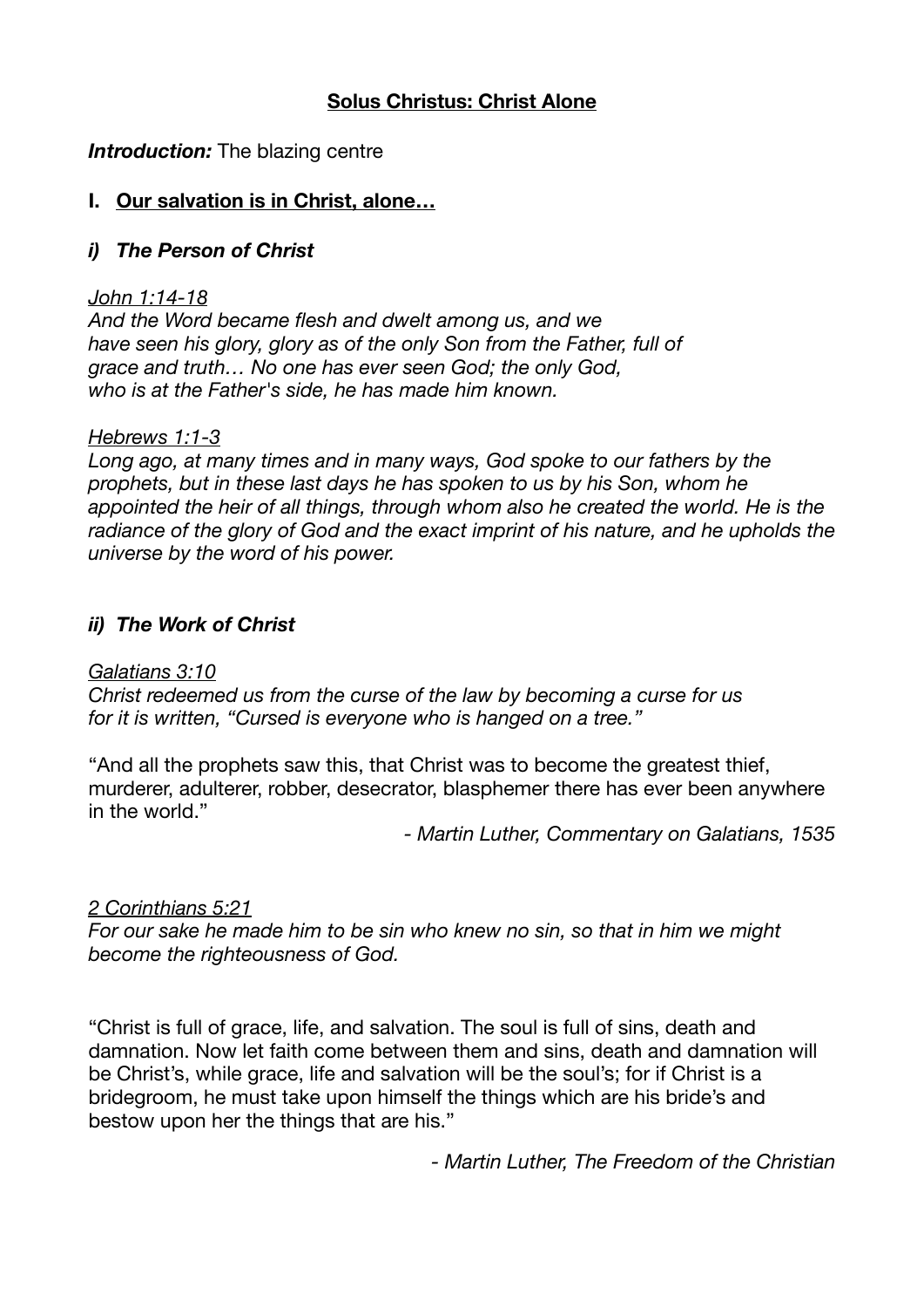**Solus Christus: Christ Alone**

***Introduction:*** The blazing centre

## I. Our salvation is in Christ, alone…

### *i) The Person of Christ*

*John 1:14-18*
*And the Word became flesh and dwelt among us, and we have seen his glory, glory as of the only Son from the Father, full of grace and truth… No one has ever seen God; the only God, who is at the Father's side, he has made him known.*

*Hebrews 1:1-3*
*Long ago, at many times and in many ways, God spoke to our fathers by the prophets, but in these last days he has spoken to us by his Son, whom he appointed the heir of all things, through whom also he created the world. He is the radiance of the glory of God and the exact imprint of his nature, and he upholds the universe by the word of his power.*

### *ii) The Work of Christ*

*Galatians 3:10*
*Christ redeemed us from the curse of the law by becoming a curse for us for it is written, "Cursed is everyone who is hanged on a tree."*

"And all the prophets saw this, that Christ was to become the greatest thief, murderer, adulterer, robber, desecrator, blasphemer there has ever been anywhere in the world."

*- Martin Luther, Commentary on Galatians, 1535*

*2 Corinthians 5:21*
*For our sake he made him to be sin who knew no sin, so that in him we might become the righteousness of God.*

"Christ is full of grace, life, and salvation. The soul is full of sins, death and damnation. Now let faith come between them and sins, death and damnation will be Christ's, while grace, life and salvation will be the soul's; for if Christ is a bridegroom, he must take upon himself the things which are his bride's and bestow upon her the things that are his."

*- Martin Luther, The Freedom of the Christian*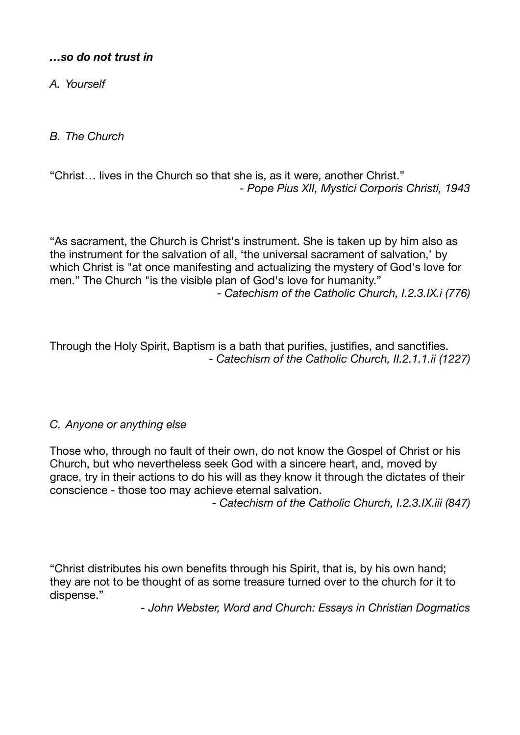***…so do not trust in***

*A. Yourself*

*B. The Church*

“Christ… lives in the Church so that she is, as it were, another Christ.”
*- Pope Pius XII, Mystici Corporis Christi, 1943*

“As sacrament, the Church is Christ's instrument. She is taken up by him also as the instrument for the salvation of all, ‘the universal sacrament of salvation,’ by which Christ is "at once manifesting and actualizing the mystery of God's love for men.” The Church "is the visible plan of God's love for humanity.”
*- Catechism of the Catholic Church, I.2.3.IX.i (776)*

Through the Holy Spirit, Baptism is a bath that purifies, justifies, and sanctifies.
*- Catechism of the Catholic Church, II.2.1.1.ii (1227)*

*C. Anyone or anything else*

Those who, through no fault of their own, do not know the Gospel of Christ or his Church, but who nevertheless seek God with a sincere heart, and, moved by grace, try in their actions to do his will as they know it through the dictates of their conscience - those too may achieve eternal salvation.
*- Catechism of the Catholic Church, I.2.3.IX.iii (847)*

“Christ distributes his own benefits through his Spirit, that is, by his own hand; they are not to be thought of as some treasure turned over to the church for it to dispense.”
*- John Webster, Word and Church: Essays in Christian Dogmatics*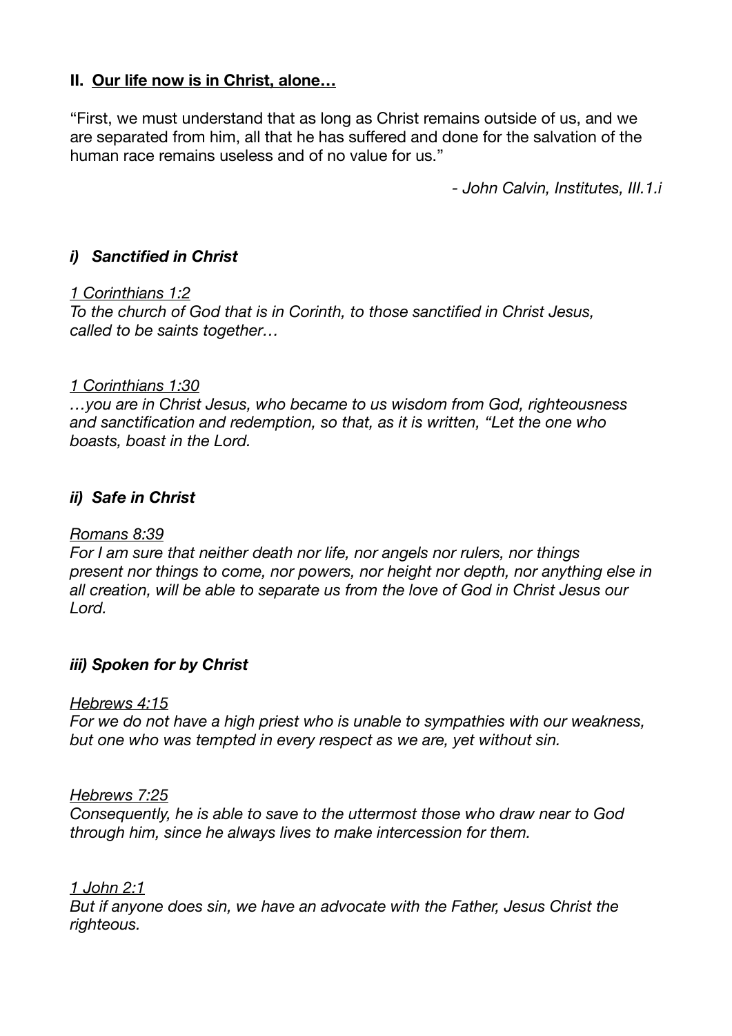## II. <u>Our life now is in Christ, alone…</u>

"First, we must understand that as long as Christ remains outside of us, and we are separated from him, all that he has suffered and done for the salvation of the human race remains useless and of no value for us."

*- John Calvin, Institutes, III.1.i*

### *i) Sanctified in Christ*

*<u>1 Corinthians 1:2</u>*
*To the church of God that is in Corinth, to those sanctified in Christ Jesus, called to be saints together…*

*<u>1 Corinthians 1:30</u>*
*…you are in Christ Jesus, who became to us wisdom from God, righteousness and sanctification and redemption, so that, as it is written, "Let the one who boasts, boast in the Lord.*

### *ii) Safe in Christ*

*<u>Romans 8:39</u>*
*For I am sure that neither death nor life, nor angels nor rulers, nor things present nor things to come, nor powers, nor height nor depth, nor anything else in all creation, will be able to separate us from the love of God in Christ Jesus our Lord.*

### *iii) Spoken for by Christ*

*<u>Hebrews 4:15</u>*
*For we do not have a high priest who is unable to sympathies with our weakness, but one who was tempted in every respect as we are, yet without sin.*

*<u>Hebrews 7:25</u>*
*Consequently, he is able to save to the uttermost those who draw near to God through him, since he always lives to make intercession for them.*

*<u>1 John 2:1</u>*
*But if anyone does sin, we have an advocate with the Father, Jesus Christ the righteous.*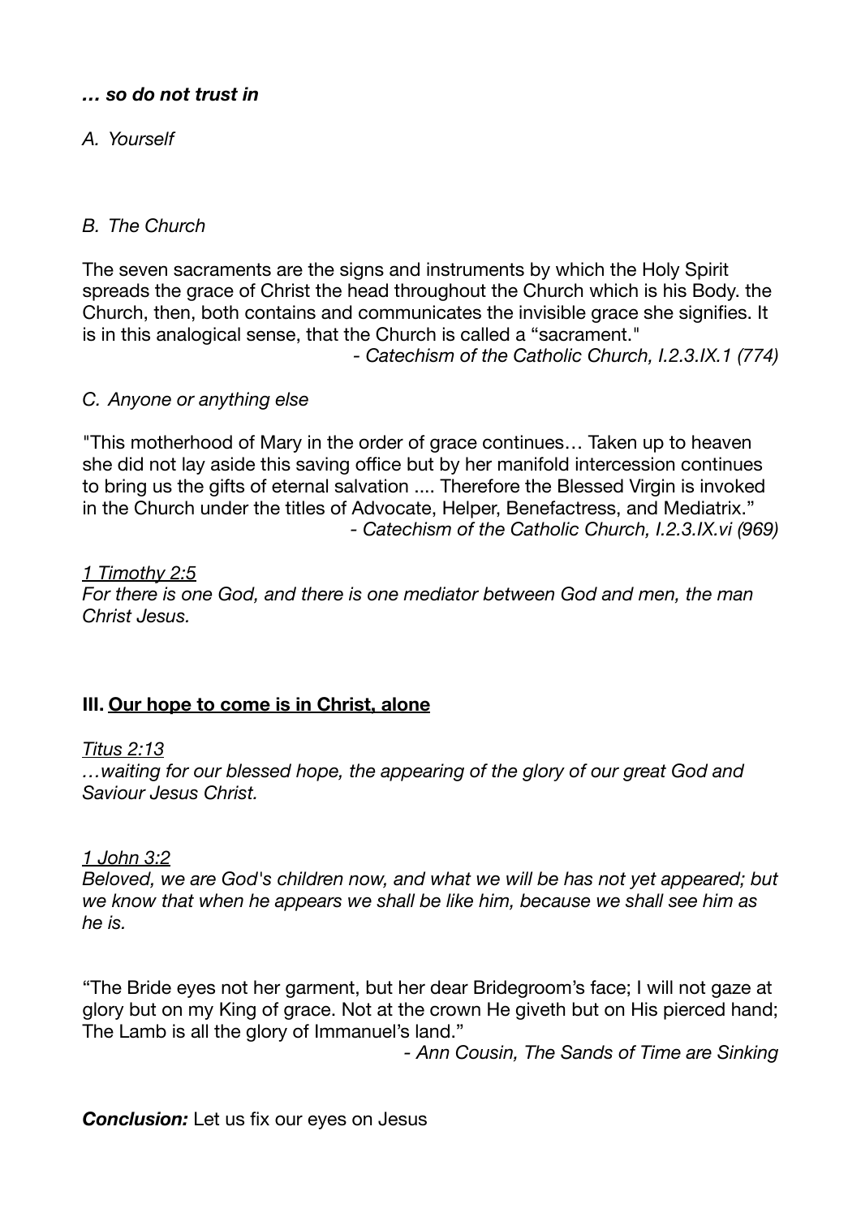***… so do not trust in***

*A. Yourself*

*B. The Church*

The seven sacraments are the signs and instruments by which the Holy Spirit spreads the grace of Christ the head throughout the Church which is his Body. the Church, then, both contains and communicates the invisible grace she signifies. It is in this analogical sense, that the Church is called a "sacrament."

*- Catechism of the Catholic Church, I.2.3.IX.1 (774)*

*C. Anyone or anything else*

"This motherhood of Mary in the order of grace continues… Taken up to heaven she did not lay aside this saving office but by her manifold intercession continues to bring us the gifts of eternal salvation .... Therefore the Blessed Virgin is invoked in the Church under the titles of Advocate, Helper, Benefactress, and Mediatrix."

*- Catechism of the Catholic Church, I.2.3.IX.vi (969)*

<u>*1 Timothy 2:5*</u>

*For there is one God, and there is one mediator between God and men, the man Christ Jesus.*

## III. <u>Our hope to come is in Christ, alone</u>

<u>*Titus 2:13*</u>

*…waiting for our blessed hope, the appearing of the glory of our great God and Saviour Jesus Christ.*

<u>*1 John 3:2*</u>

*Beloved, we are God's children now, and what we will be has not yet appeared; but we know that when he appears we shall be like him, because we shall see him as he is.*

"The Bride eyes not her garment, but her dear Bridegroom's face; I will not gaze at glory but on my King of grace. Not at the crown He giveth but on His pierced hand; The Lamb is all the glory of Immanuel's land."

*- Ann Cousin, The Sands of Time are Sinking*

***Conclusion:*** Let us fix our eyes on Jesus